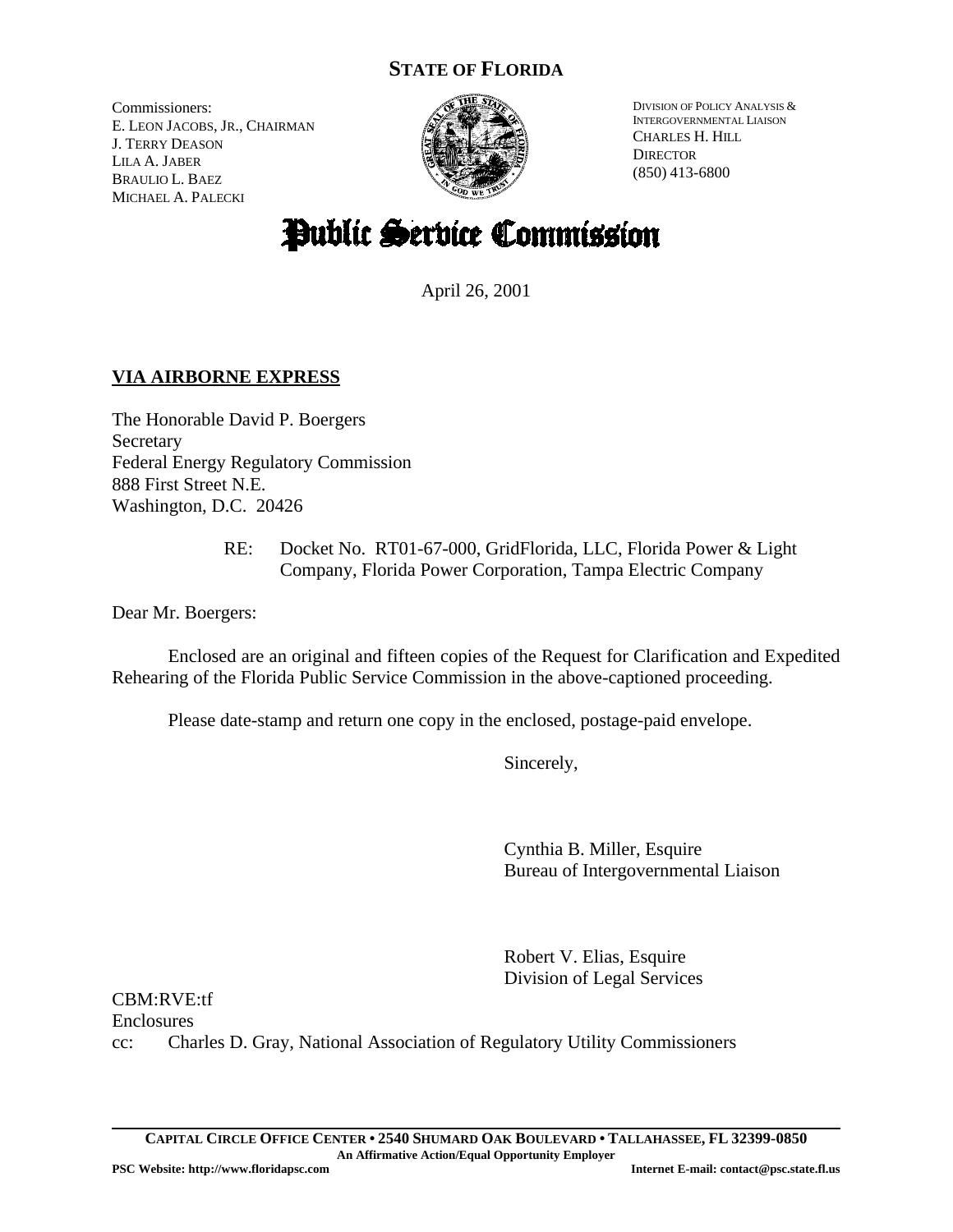# STATE OF FLORIDA

Commissioners:
E. LEON JACOBS, JR., CHAIRMAN
J. TERRY DEASON
LILA A. JABER
BRAULIO L. BAEZ
MICHAEL A. PALECKI

DIVISION OF POLICY ANALYSIS & INTERGOVERNMENTAL LIAISON
CHARLES H. HILL
DIRECTOR
(850) 413-6800

# Public Service Commission

April 26, 2001

**VIA AIRBORNE EXPRESS**

The Honorable David P. Boergers
Secretary
Federal Energy Regulatory Commission
888 First Street N.E.
Washington, D.C. 20426

RE: Docket No. RT01-67-000, GridFlorida, LLC, Florida Power & Light Company, Florida Power Corporation, Tampa Electric Company

Dear Mr. Boergers:

Enclosed are an original and fifteen copies of the Request for Clarification and Expedited Rehearing of the Florida Public Service Commission in the above-captioned proceeding.

Please date-stamp and return one copy in the enclosed, postage-paid envelope.

Sincerely,

Cynthia B. Miller, Esquire
Bureau of Intergovernmental Liaison

Robert V. Elias, Esquire
Division of Legal Services

CBM:RVE:tf
Enclosures
cc: Charles D. Gray, National Association of Regulatory Utility Commissioners

**CAPITAL CIRCLE OFFICE CENTER • 2540 SHUMARD OAK BOULEVARD • TALLAHASSEE, FL 32399-0850**
**An Affirmative Action/Equal Opportunity Employer**
**PSC Website: http://www.floridapsc.com** **Internet E-mail: contact@psc.state.fl.us**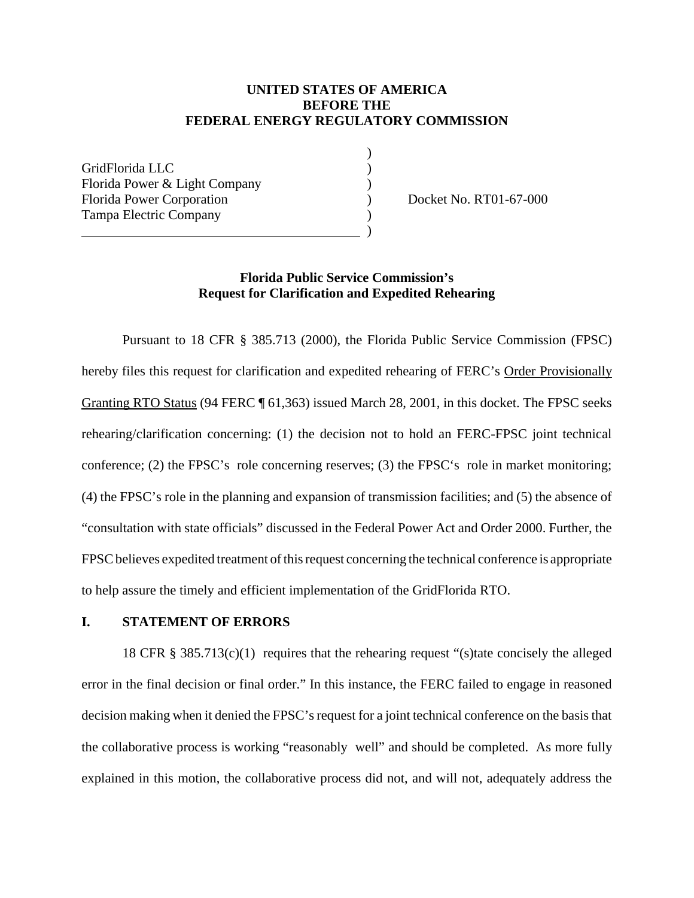**UNITED STATES OF AMERICA**
**BEFORE THE**
**FEDERAL ENERGY REGULATORY COMMISSION**

| | | |
|---|---|---|
| GridFlorida LLC | ) | |
| Florida Power & Light Company | ) | |
| Florida Power Corporation | ) | Docket No. RT01-67-000 |
| Tampa Electric Company | ) | |

**Florida Public Service Commission's**
**Request for Clarification and Expedited Rehearing**

Pursuant to 18 CFR § 385.713 (2000), the Florida Public Service Commission (FPSC) hereby files this request for clarification and expedited rehearing of FERC's Order Provisionally Granting RTO Status (94 FERC ¶ 61,363) issued March 28, 2001, in this docket. The FPSC seeks rehearing/clarification concerning: (1) the decision not to hold an FERC-FPSC joint technical conference; (2) the FPSC's role concerning reserves; (3) the FPSC's role in market monitoring; (4) the FPSC's role in the planning and expansion of transmission facilities; and (5) the absence of "consultation with state officials" discussed in the Federal Power Act and Order 2000. Further, the FPSC believes expedited treatment of this request concerning the technical conference is appropriate to help assure the timely and efficient implementation of the GridFlorida RTO.

## I. STATEMENT OF ERRORS

18 CFR § 385.713(c)(1) requires that the rehearing request "(s)tate concisely the alleged error in the final decision or final order." In this instance, the FERC failed to engage in reasoned decision making when it denied the FPSC's request for a joint technical conference on the basis that the collaborative process is working "reasonably well" and should be completed. As more fully explained in this motion, the collaborative process did not, and will not, adequately address the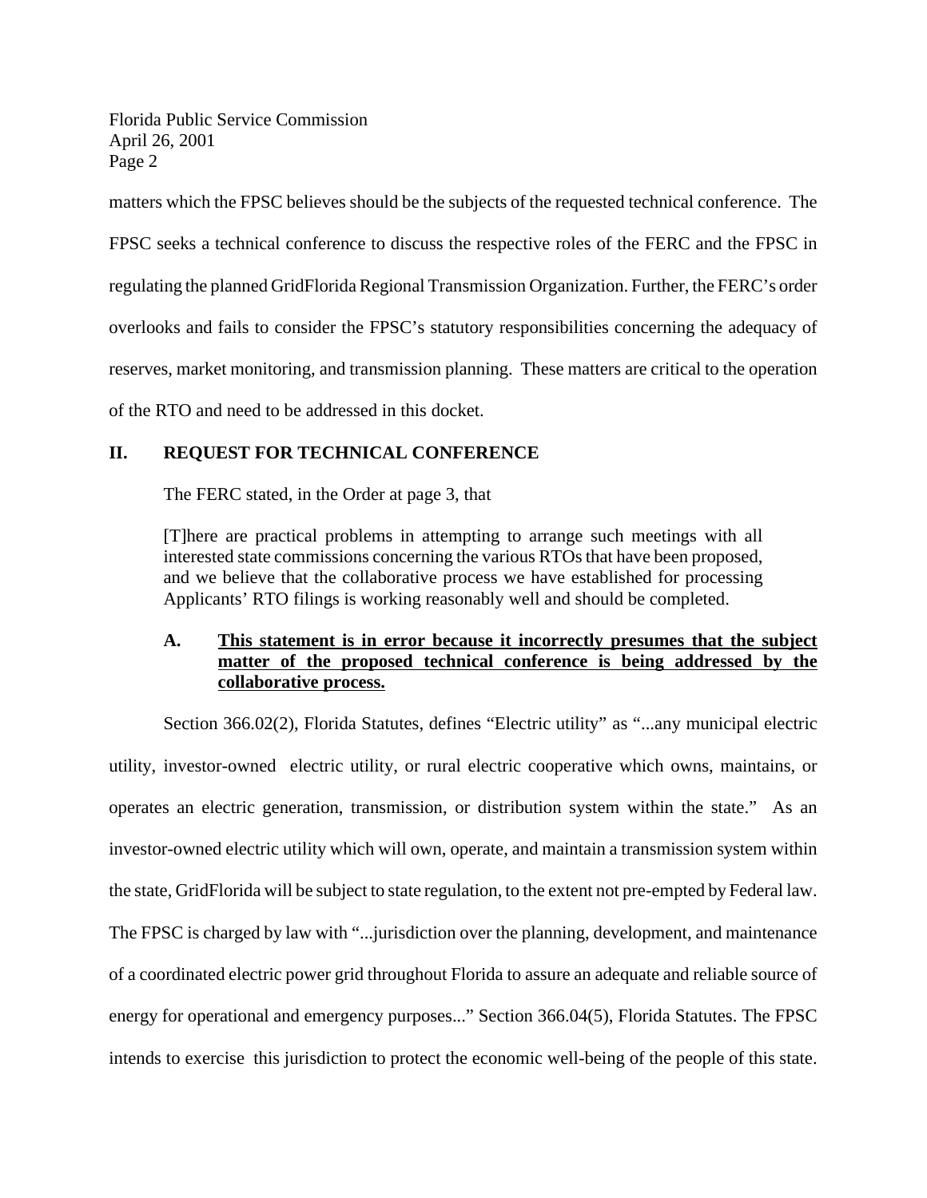matters which the FPSC believes should be the subjects of the requested technical conference. The FPSC seeks a technical conference to discuss the respective roles of the FERC and the FPSC in regulating the planned GridFlorida Regional Transmission Organization. Further, the FERC's order overlooks and fails to consider the FPSC's statutory responsibilities concerning the adequacy of reserves, market monitoring, and transmission planning. These matters are critical to the operation of the RTO and need to be addressed in this docket.

## II. REQUEST FOR TECHNICAL CONFERENCE

The FERC stated, in the Order at page 3, that

> [T]here are practical problems in attempting to arrange such meetings with all interested state commissions concerning the various RTOs that have been proposed, and we believe that the collaborative process we have established for processing Applicants' RTO filings is working reasonably well and should be completed.

### A. **This statement is in error because it incorrectly presumes that the subject matter of the proposed technical conference is being addressed by the collaborative process.**

Section 366.02(2), Florida Statutes, defines "Electric utility" as "...any municipal electric utility, investor-owned electric utility, or rural electric cooperative which owns, maintains, or operates an electric generation, transmission, or distribution system within the state." As an investor-owned electric utility which will own, operate, and maintain a transmission system within the state, GridFlorida will be subject to state regulation, to the extent not pre-empted by Federal law. The FPSC is charged by law with "...jurisdiction over the planning, development, and maintenance of a coordinated electric power grid throughout Florida to assure an adequate and reliable source of energy for operational and emergency purposes..." Section 366.04(5), Florida Statutes. The FPSC intends to exercise this jurisdiction to protect the economic well-being of the people of this state.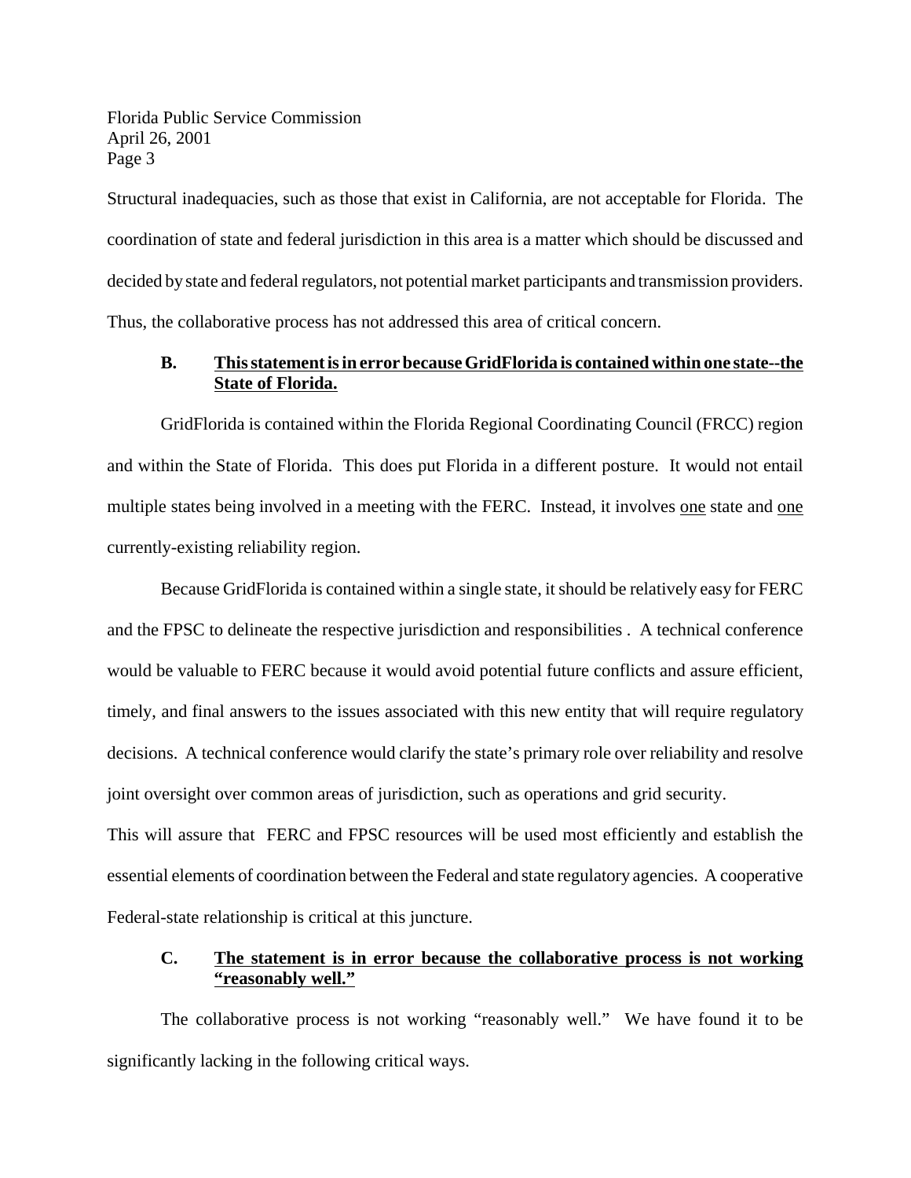Structural inadequacies, such as those that exist in California, are not acceptable for Florida. The coordination of state and federal jurisdiction in this area is a matter which should be discussed and decided by state and federal regulators, not potential market participants and transmission providers. Thus, the collaborative process has not addressed this area of critical concern.

**B. <u>This statement is in error because GridFlorida is contained within one state--the State of Florida.</u>**

GridFlorida is contained within the Florida Regional Coordinating Council (FRCC) region and within the State of Florida. This does put Florida in a different posture. It would not entail multiple states being involved in a meeting with the FERC. Instead, it involves <u>one</u> state and <u>one</u> currently-existing reliability region.

Because GridFlorida is contained within a single state, it should be relatively easy for FERC and the FPSC to delineate the respective jurisdiction and responsibilities . A technical conference would be valuable to FERC because it would avoid potential future conflicts and assure efficient, timely, and final answers to the issues associated with this new entity that will require regulatory decisions. A technical conference would clarify the state's primary role over reliability and resolve joint oversight over common areas of jurisdiction, such as operations and grid security.

This will assure that FERC and FPSC resources will be used most efficiently and establish the essential elements of coordination between the Federal and state regulatory agencies. A cooperative Federal-state relationship is critical at this juncture.

**C. <u>The statement is in error because the collaborative process is not working "reasonably well."</u>**

The collaborative process is not working "reasonably well." We have found it to be significantly lacking in the following critical ways.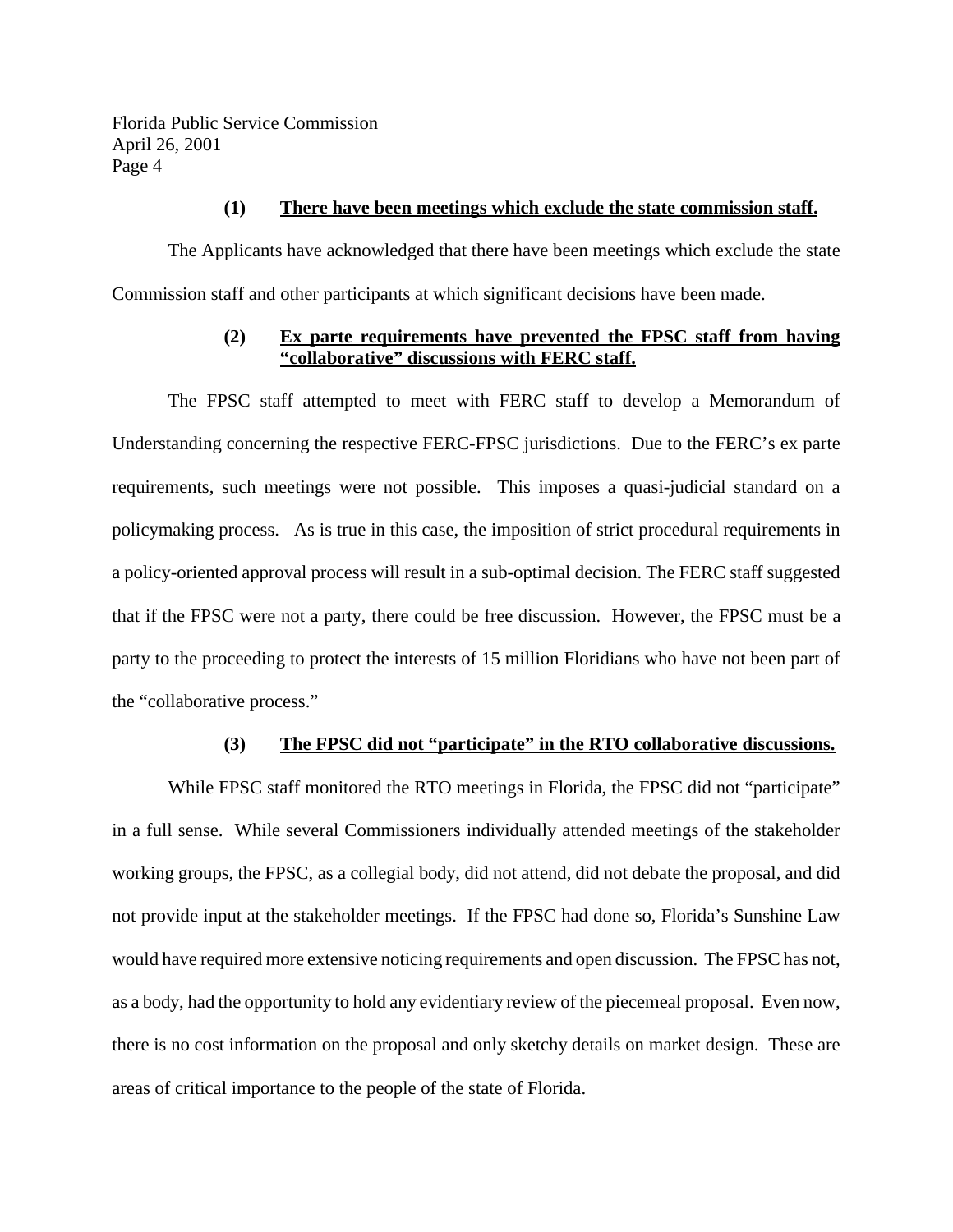**(1) <u>There have been meetings which exclude the state commission staff.</u>**

The Applicants have acknowledged that there have been meetings which exclude the state Commission staff and other participants at which significant decisions have been made.

**(2) <u>Ex parte requirements have prevented the FPSC staff from having "collaborative" discussions with FERC staff.</u>**

The FPSC staff attempted to meet with FERC staff to develop a Memorandum of Understanding concerning the respective FERC-FPSC jurisdictions. Due to the FERC's ex parte requirements, such meetings were not possible. This imposes a quasi-judicial standard on a policymaking process. As is true in this case, the imposition of strict procedural requirements in a policy-oriented approval process will result in a sub-optimal decision. The FERC staff suggested that if the FPSC were not a party, there could be free discussion. However, the FPSC must be a party to the proceeding to protect the interests of 15 million Floridians who have not been part of the "collaborative process."

**(3) <u>The FPSC did not "participate" in the RTO collaborative discussions.</u>**

While FPSC staff monitored the RTO meetings in Florida, the FPSC did not "participate" in a full sense. While several Commissioners individually attended meetings of the stakeholder working groups, the FPSC, as a collegial body, did not attend, did not debate the proposal, and did not provide input at the stakeholder meetings. If the FPSC had done so, Florida's Sunshine Law would have required more extensive noticing requirements and open discussion. The FPSC has not, as a body, had the opportunity to hold any evidentiary review of the piecemeal proposal. Even now, there is no cost information on the proposal and only sketchy details on market design. These are areas of critical importance to the people of the state of Florida.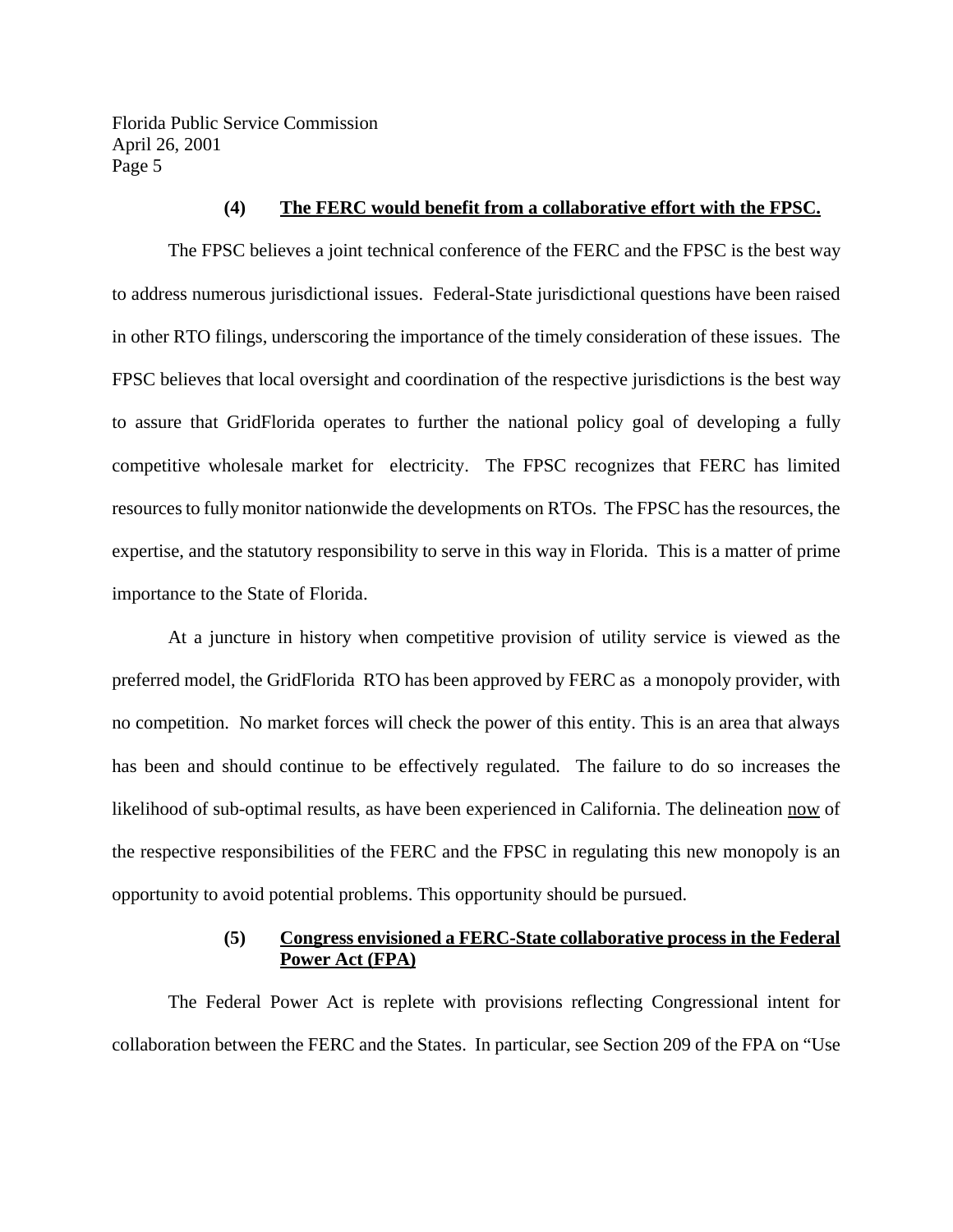**(4) <u>The FERC would benefit from a collaborative effort with the FPSC.</u>**

The FPSC believes a joint technical conference of the FERC and the FPSC is the best way to address numerous jurisdictional issues. Federal-State jurisdictional questions have been raised in other RTO filings, underscoring the importance of the timely consideration of these issues. The FPSC believes that local oversight and coordination of the respective jurisdictions is the best way to assure that GridFlorida operates to further the national policy goal of developing a fully competitive wholesale market for electricity. The FPSC recognizes that FERC has limited resources to fully monitor nationwide the developments on RTOs. The FPSC has the resources, the expertise, and the statutory responsibility to serve in this way in Florida. This is a matter of prime importance to the State of Florida.

At a juncture in history when competitive provision of utility service is viewed as the preferred model, the GridFlorida RTO has been approved by FERC as a monopoly provider, with no competition. No market forces will check the power of this entity. This is an area that always has been and should continue to be effectively regulated. The failure to do so increases the likelihood of sub-optimal results, as have been experienced in California. The delineation <u>now</u> of the respective responsibilities of the FERC and the FPSC in regulating this new monopoly is an opportunity to avoid potential problems. This opportunity should be pursued.

**(5) <u>Congress envisioned a FERC-State collaborative process in the Federal Power Act (FPA)</u>**

The Federal Power Act is replete with provisions reflecting Congressional intent for collaboration between the FERC and the States. In particular, see Section 209 of the FPA on "Use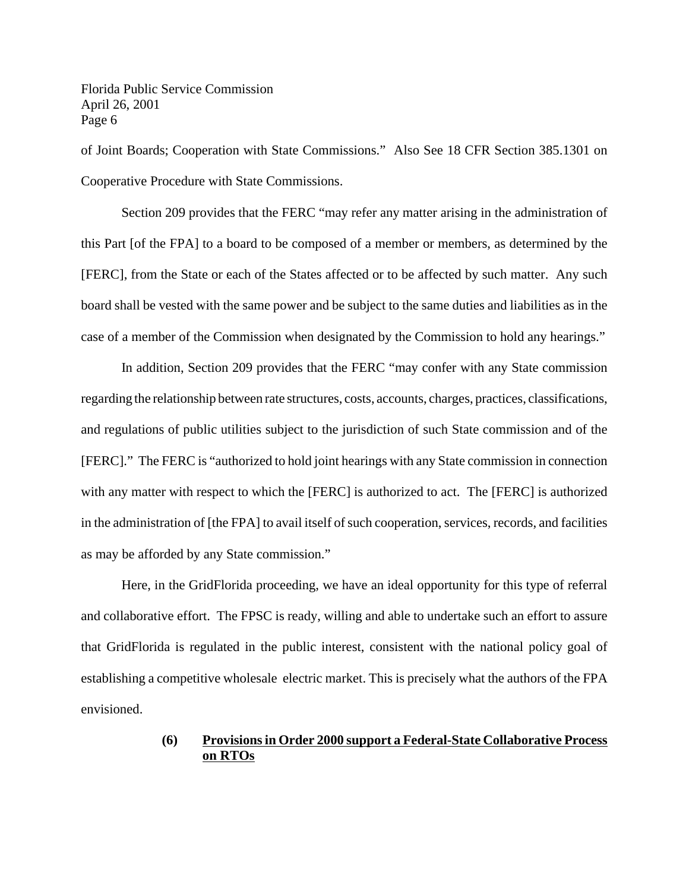of Joint Boards; Cooperation with State Commissions." Also See 18 CFR Section 385.1301 on Cooperative Procedure with State Commissions.

Section 209 provides that the FERC "may refer any matter arising in the administration of this Part [of the FPA] to a board to be composed of a member or members, as determined by the [FERC], from the State or each of the States affected or to be affected by such matter. Any such board shall be vested with the same power and be subject to the same duties and liabilities as in the case of a member of the Commission when designated by the Commission to hold any hearings."

In addition, Section 209 provides that the FERC "may confer with any State commission regarding the relationship between rate structures, costs, accounts, charges, practices, classifications, and regulations of public utilities subject to the jurisdiction of such State commission and of the [FERC]." The FERC is "authorized to hold joint hearings with any State commission in connection with any matter with respect to which the [FERC] is authorized to act. The [FERC] is authorized in the administration of [the FPA] to avail itself of such cooperation, services, records, and facilities as may be afforded by any State commission."

Here, in the GridFlorida proceeding, we have an ideal opportunity for this type of referral and collaborative effort. The FPSC is ready, willing and able to undertake such an effort to assure that GridFlorida is regulated in the public interest, consistent with the national policy goal of establishing a competitive wholesale electric market. This is precisely what the authors of the FPA envisioned.

### (6) Provisions in Order 2000 support a Federal-State Collaborative Process on RTOs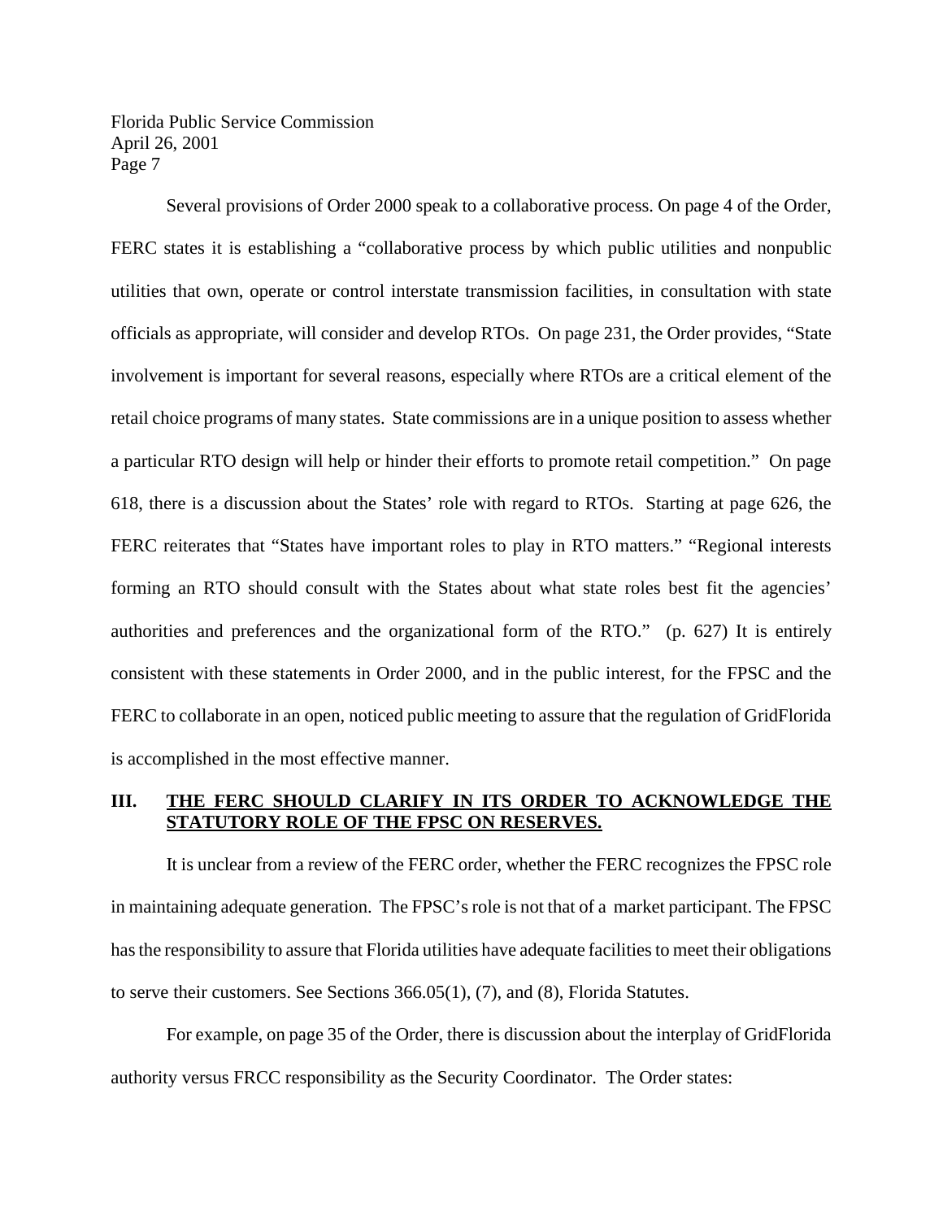Several provisions of Order 2000 speak to a collaborative process. On page 4 of the Order, FERC states it is establishing a "collaborative process by which public utilities and nonpublic utilities that own, operate or control interstate transmission facilities, in consultation with state officials as appropriate, will consider and develop RTOs. On page 231, the Order provides, "State involvement is important for several reasons, especially where RTOs are a critical element of the retail choice programs of many states. State commissions are in a unique position to assess whether a particular RTO design will help or hinder their efforts to promote retail competition." On page 618, there is a discussion about the States' role with regard to RTOs. Starting at page 626, the FERC reiterates that "States have important roles to play in RTO matters." "Regional interests forming an RTO should consult with the States about what state roles best fit the agencies' authorities and preferences and the organizational form of the RTO." (p. 627) It is entirely consistent with these statements in Order 2000, and in the public interest, for the FPSC and the FERC to collaborate in an open, noticed public meeting to assure that the regulation of GridFlorida is accomplished in the most effective manner.

## III. THE FERC SHOULD CLARIFY IN ITS ORDER TO ACKNOWLEDGE THE STATUTORY ROLE OF THE FPSC ON RESERVES.

It is unclear from a review of the FERC order, whether the FERC recognizes the FPSC role in maintaining adequate generation. The FPSC's role is not that of a market participant. The FPSC has the responsibility to assure that Florida utilities have adequate facilities to meet their obligations to serve their customers. See Sections 366.05(1), (7), and (8), Florida Statutes.

For example, on page 35 of the Order, there is discussion about the interplay of GridFlorida authority versus FRCC responsibility as the Security Coordinator. The Order states: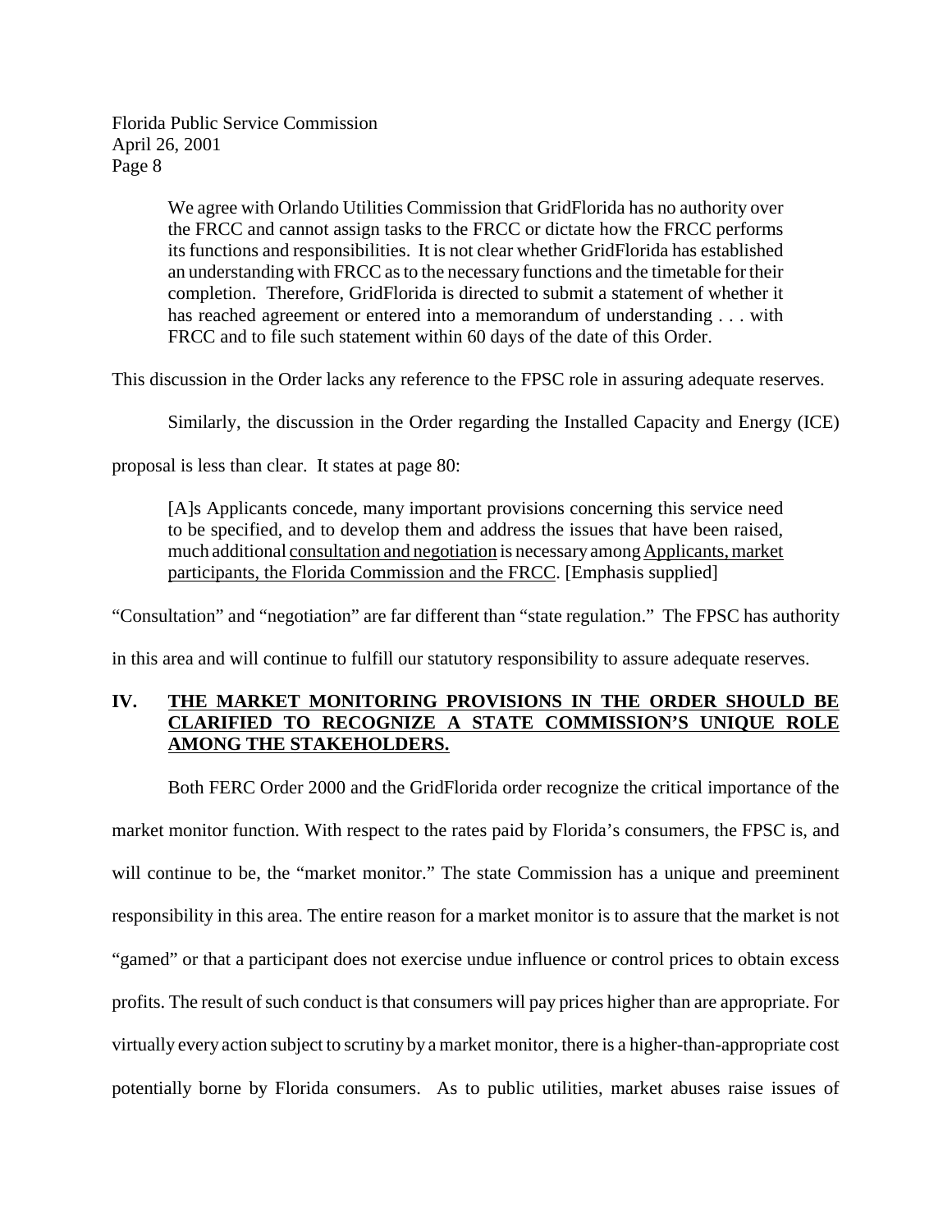> We agree with Orlando Utilities Commission that GridFlorida has no authority over the FRCC and cannot assign tasks to the FRCC or dictate how the FRCC performs its functions and responsibilities. It is not clear whether GridFlorida has established an understanding with FRCC as to the necessary functions and the timetable for their completion. Therefore, GridFlorida is directed to submit a statement of whether it has reached agreement or entered into a memorandum of understanding . . . with FRCC and to file such statement within 60 days of the date of this Order.

This discussion in the Order lacks any reference to the FPSC role in assuring adequate reserves.

Similarly, the discussion in the Order regarding the Installed Capacity and Energy (ICE) proposal is less than clear. It states at page 80:

> [A]s Applicants concede, many important provisions concerning this service need to be specified, and to develop them and address the issues that have been raised, much additional <u>consultation and negotiation</u> is necessary among <u>Applicants, market participants, the Florida Commission and the FRCC</u>. [Emphasis supplied]

"Consultation" and "negotiation" are far different than "state regulation." The FPSC has authority in this area and will continue to fulfill our statutory responsibility to assure adequate reserves.

## IV. <u>THE MARKET MONITORING PROVISIONS IN THE ORDER SHOULD BE CLARIFIED TO RECOGNIZE A STATE COMMISSION'S UNIQUE ROLE AMONG THE STAKEHOLDERS.</u>

Both FERC Order 2000 and the GridFlorida order recognize the critical importance of the market monitor function. With respect to the rates paid by Florida's consumers, the FPSC is, and will continue to be, the "market monitor." The state Commission has a unique and preeminent responsibility in this area. The entire reason for a market monitor is to assure that the market is not "gamed" or that a participant does not exercise undue influence or control prices to obtain excess profits. The result of such conduct is that consumers will pay prices higher than are appropriate. For virtually every action subject to scrutiny by a market monitor, there is a higher-than-appropriate cost potentially borne by Florida consumers. As to public utilities, market abuses raise issues of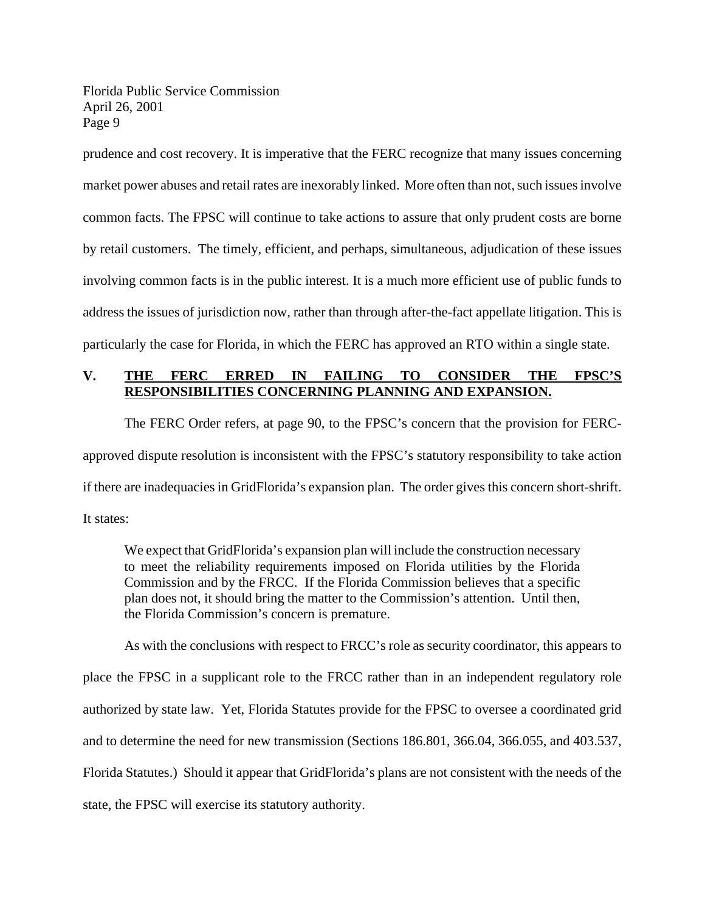prudence and cost recovery. It is imperative that the FERC recognize that many issues concerning market power abuses and retail rates are inexorably linked. More often than not, such issues involve common facts. The FPSC will continue to take actions to assure that only prudent costs are borne by retail customers. The timely, efficient, and perhaps, simultaneous, adjudication of these issues involving common facts is in the public interest. It is a much more efficient use of public funds to address the issues of jurisdiction now, rather than through after-the-fact appellate litigation. This is particularly the case for Florida, in which the FERC has approved an RTO within a single state.

## V. THE FERC ERRED IN FAILING TO CONSIDER THE FPSC'S RESPONSIBILITIES CONCERNING PLANNING AND EXPANSION.

The FERC Order refers, at page 90, to the FPSC's concern that the provision for FERC-approved dispute resolution is inconsistent with the FPSC's statutory responsibility to take action if there are inadequacies in GridFlorida's expansion plan. The order gives this concern short-shrift. It states:

> We expect that GridFlorida's expansion plan will include the construction necessary to meet the reliability requirements imposed on Florida utilities by the Florida Commission and by the FRCC. If the Florida Commission believes that a specific plan does not, it should bring the matter to the Commission's attention. Until then, the Florida Commission's concern is premature.

As with the conclusions with respect to FRCC's role as security coordinator, this appears to place the FPSC in a supplicant role to the FRCC rather than in an independent regulatory role authorized by state law. Yet, Florida Statutes provide for the FPSC to oversee a coordinated grid and to determine the need for new transmission (Sections 186.801, 366.04, 366.055, and 403.537, Florida Statutes.) Should it appear that GridFlorida's plans are not consistent with the needs of the state, the FPSC will exercise its statutory authority.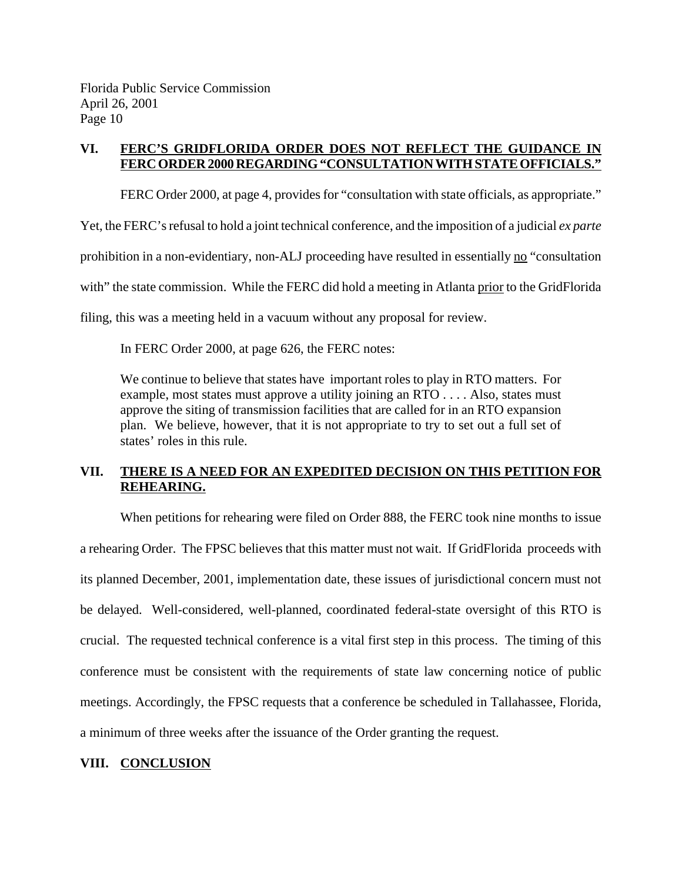## VI. FERC'S GRIDFLORIDA ORDER DOES NOT REFLECT THE GUIDANCE IN FERC ORDER 2000 REGARDING "CONSULTATION WITH STATE OFFICIALS."

FERC Order 2000, at page 4, provides for "consultation with state officials, as appropriate." Yet, the FERC's refusal to hold a joint technical conference, and the imposition of a judicial *ex parte* prohibition in a non-evidentiary, non-ALJ proceeding have resulted in essentially no "consultation with" the state commission. While the FERC did hold a meeting in Atlanta prior to the GridFlorida filing, this was a meeting held in a vacuum without any proposal for review.

In FERC Order 2000, at page 626, the FERC notes:

> We continue to believe that states have important roles to play in RTO matters. For example, most states must approve a utility joining an RTO . . . . Also, states must approve the siting of transmission facilities that are called for in an RTO expansion plan. We believe, however, that it is not appropriate to try to set out a full set of states' roles in this rule.

## VII. THERE IS A NEED FOR AN EXPEDITED DECISION ON THIS PETITION FOR REHEARING.

When petitions for rehearing were filed on Order 888, the FERC took nine months to issue a rehearing Order. The FPSC believes that this matter must not wait. If GridFlorida proceeds with its planned December, 2001, implementation date, these issues of jurisdictional concern must not be delayed. Well-considered, well-planned, coordinated federal-state oversight of this RTO is crucial. The requested technical conference is a vital first step in this process. The timing of this conference must be consistent with the requirements of state law concerning notice of public meetings. Accordingly, the FPSC requests that a conference be scheduled in Tallahassee, Florida, a minimum of three weeks after the issuance of the Order granting the request.

## VIII. CONCLUSION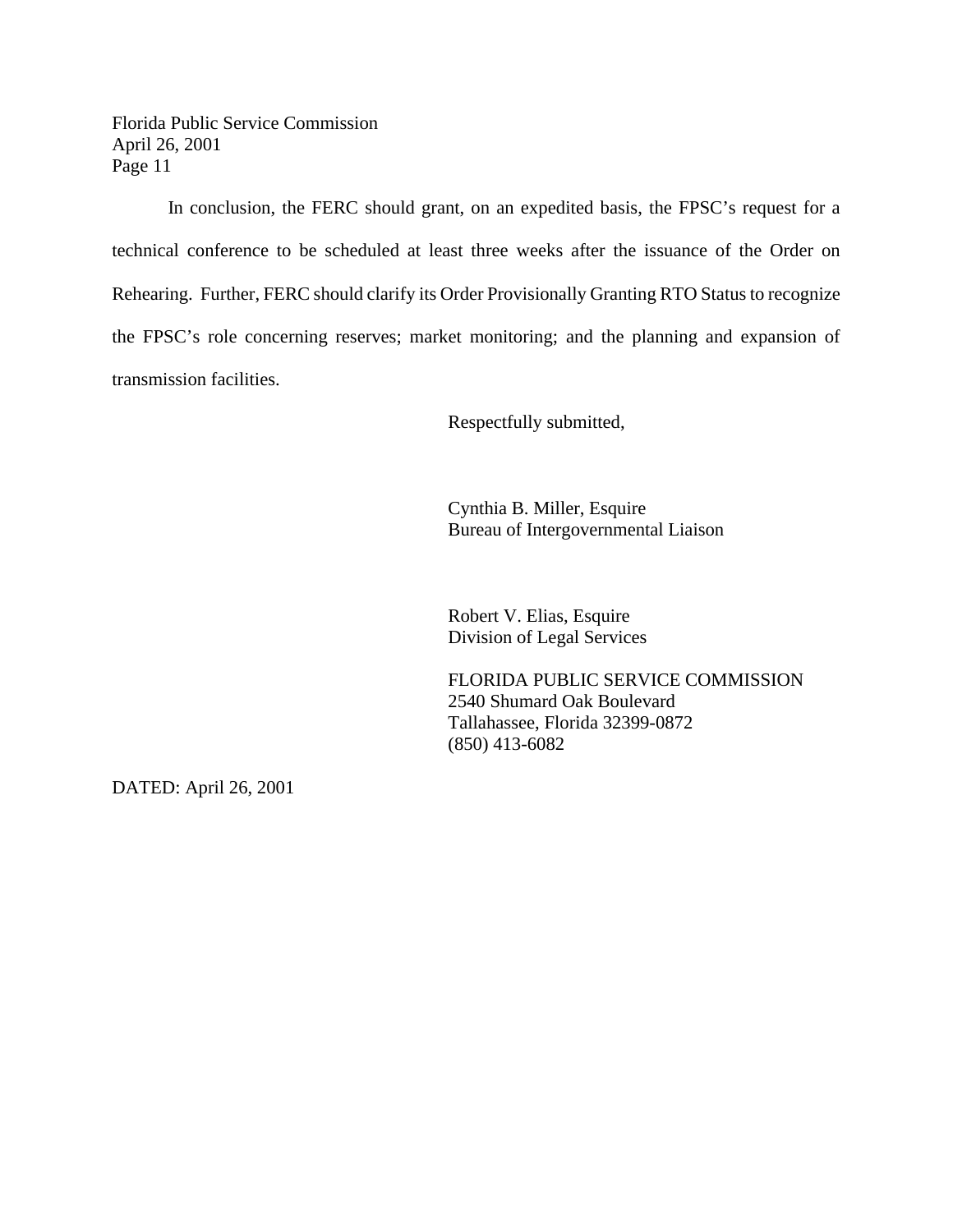In conclusion, the FERC should grant, on an expedited basis, the FPSC's request for a technical conference to be scheduled at least three weeks after the issuance of the Order on Rehearing. Further, FERC should clarify its Order Provisionally Granting RTO Status to recognize the FPSC's role concerning reserves; market monitoring; and the planning and expansion of transmission facilities.

Respectfully submitted,

Cynthia B. Miller, Esquire
Bureau of Intergovernmental Liaison

Robert V. Elias, Esquire
Division of Legal Services

FLORIDA PUBLIC SERVICE COMMISSION
2540 Shumard Oak Boulevard
Tallahassee, Florida 32399-0872
(850) 413-6082

DATED: April 26, 2001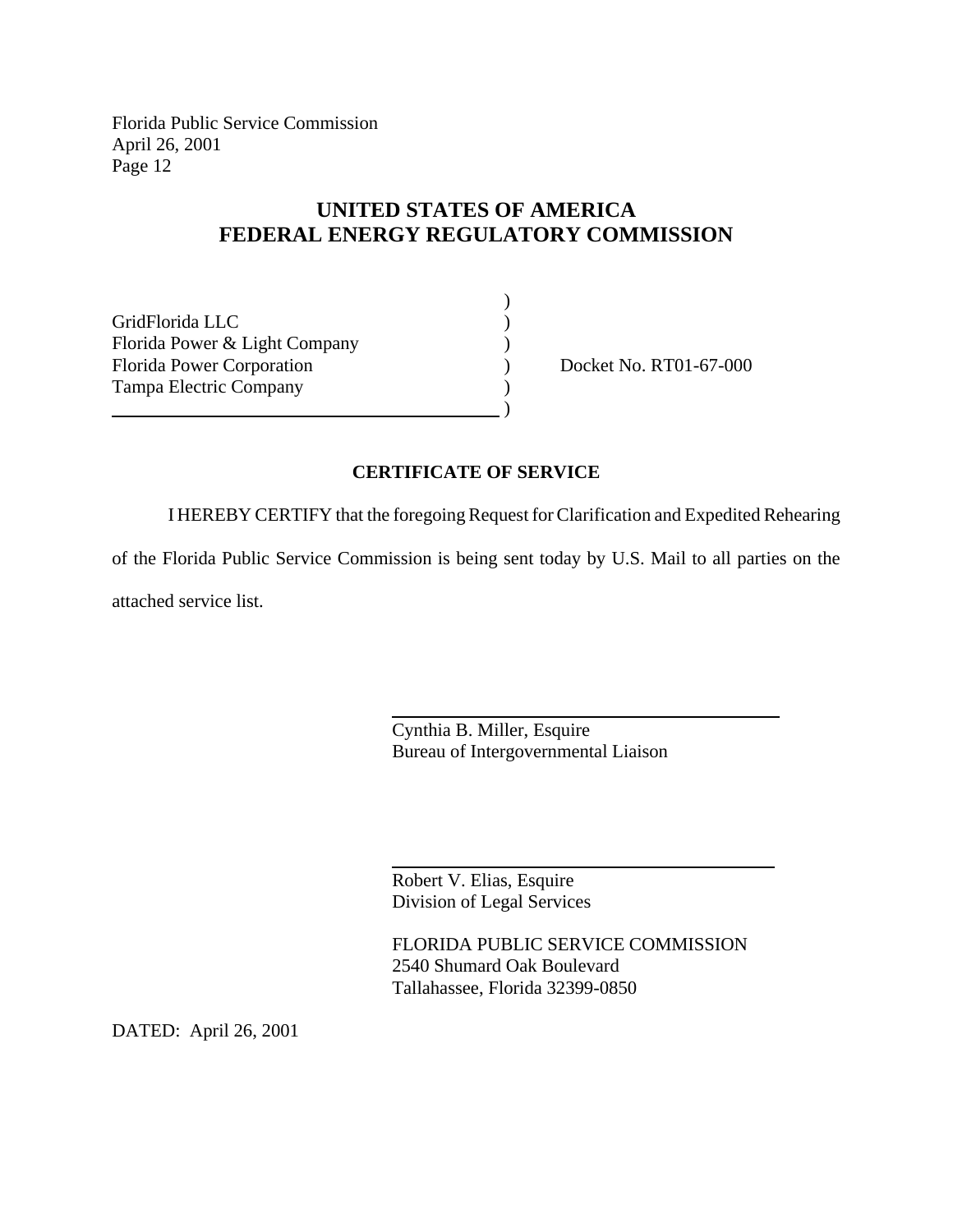# UNITED STATES OF AMERICA
# FEDERAL ENERGY REGULATORY COMMISSION

| | | |
|---|---|---|
| GridFlorida LLC | ) | |
| Florida Power & Light Company | ) | |
| Florida Power Corporation | ) | Docket No. RT01-67-000 |
| Tampa Electric Company | ) | |

## CERTIFICATE OF SERVICE

I HEREBY CERTIFY that the foregoing Request for Clarification and Expedited Rehearing of the Florida Public Service Commission is being sent today by U.S. Mail to all parties on the attached service list.

Cynthia B. Miller, Esquire
Bureau of Intergovernmental Liaison

Robert V. Elias, Esquire
Division of Legal Services

FLORIDA PUBLIC SERVICE COMMISSION
2540 Shumard Oak Boulevard
Tallahassee, Florida 32399-0850

DATED: April 26, 2001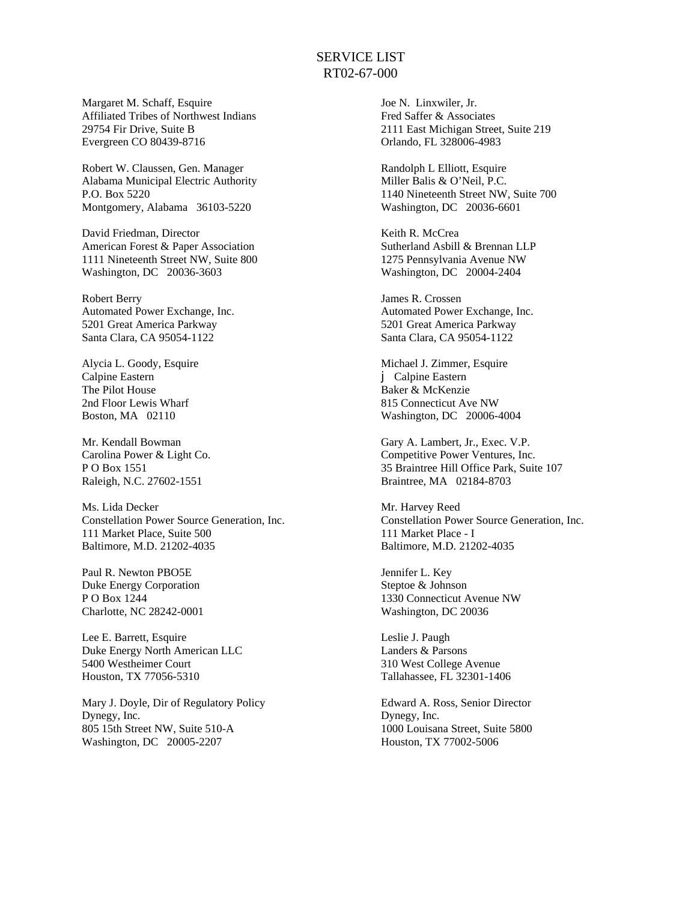# SERVICE LIST
## RT02-67-000

Margaret M. Schaff, Esquire
Affiliated Tribes of Northwest Indians
29754 Fir Drive, Suite B
Evergreen CO 80439-8716

Joe N. Linxwiler, Jr.
Fred Saffer & Associates
2111 East Michigan Street, Suite 219
Orlando, FL 328006-4983

Robert W. Claussen, Gen. Manager
Alabama Municipal Electric Authority
P.O. Box 5220
Montgomery, Alabama 36103-5220

Randolph L Elliott, Esquire
Miller Balis & O'Neil, P.C.
1140 Nineteenth Street NW, Suite 700
Washington, DC 20036-6601

David Friedman, Director
American Forest & Paper Association
1111 Nineteenth Street NW, Suite 800
Washington, DC 20036-3603

Keith R. McCrea
Sutherland Asbill & Brennan LLP
1275 Pennsylvania Avenue NW
Washington, DC 20004-2404

Robert Berry
Automated Power Exchange, Inc.
5201 Great America Parkway
Santa Clara, CA 95054-1122

James R. Crossen
Automated Power Exchange, Inc.
5201 Great America Parkway
Santa Clara, CA 95054-1122

Alycia L. Goody, Esquire
Calpine Eastern
The Pilot House
2nd Floor Lewis Wharf
Boston, MA 02110

Michael J. Zimmer, Esquire
j Calpine Eastern
Baker & McKenzie
815 Connecticut Ave NW
Washington, DC 20006-4004

Mr. Kendall Bowman
Carolina Power & Light Co.
P O Box 1551
Raleigh, N.C. 27602-1551

Gary A. Lambert, Jr., Exec. V.P.
Competitive Power Ventures, Inc.
35 Braintree Hill Office Park, Suite 107
Braintree, MA 02184-8703

Ms. Lida Decker
Constellation Power Source Generation, Inc.
111 Market Place, Suite 500
Baltimore, M.D. 21202-4035

Mr. Harvey Reed
Constellation Power Source Generation, Inc.
111 Market Place - I
Baltimore, M.D. 21202-4035

Paul R. Newton PBO5E
Duke Energy Corporation
P O Box 1244
Charlotte, NC 28242-0001

Jennifer L. Key
Steptoe & Johnson
1330 Connecticut Avenue NW
Washington, DC 20036

Lee E. Barrett, Esquire
Duke Energy North American LLC
5400 Westheimer Court
Houston, TX 77056-5310

Leslie J. Paugh
Landers & Parsons
310 West College Avenue
Tallahassee, FL 32301-1406

Mary J. Doyle, Dir of Regulatory Policy
Dynegy, Inc.
805 15th Street NW, Suite 510-A
Washington, DC 20005-2207

Edward A. Ross, Senior Director
Dynegy, Inc.
1000 Louisana Street, Suite 5800
Houston, TX 77002-5006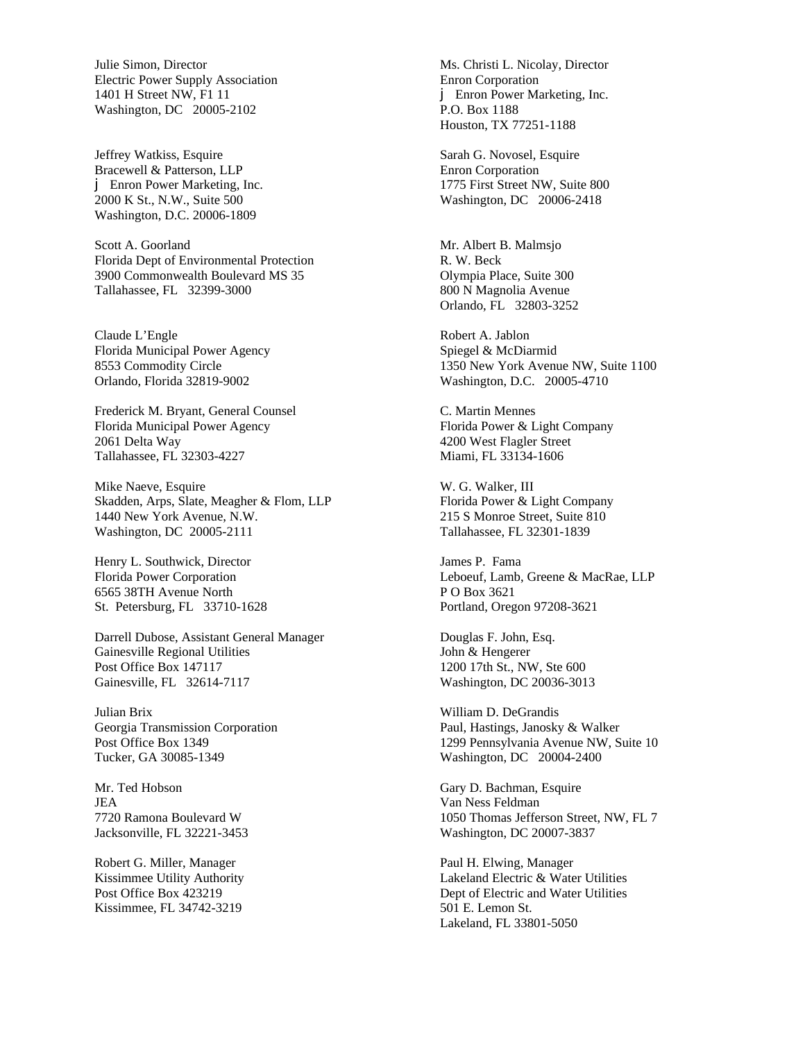Julie Simon, Director
Electric Power Supply Association
1401 H Street NW, Fl 11
Washington, DC 20005-2102

Jeffrey Watkiss, Esquire
Bracewell & Patterson, LLP
j Enron Power Marketing, Inc.
2000 K St., N.W., Suite 500
Washington, D.C. 20006-1809

Scott A. Goorland
Florida Dept of Environmental Protection
3900 Commonwealth Boulevard MS 35
Tallahassee, FL 32399-3000

Claude L'Engle
Florida Municipal Power Agency
8553 Commodity Circle
Orlando, Florida 32819-9002

Frederick M. Bryant, General Counsel
Florida Municipal Power Agency
2061 Delta Way
Tallahassee, FL 32303-4227

Mike Naeve, Esquire
Skadden, Arps, Slate, Meagher & Flom, LLP
1440 New York Avenue, N.W.
Washington, DC 20005-2111

Henry L. Southwick, Director
Florida Power Corporation
6565 38TH Avenue North
St. Petersburg, FL 33710-1628

Darrell Dubose, Assistant General Manager
Gainesville Regional Utilities
Post Office Box 147117
Gainesville, FL 32614-7117

Julian Brix
Georgia Transmission Corporation
Post Office Box 1349
Tucker, GA 30085-1349

Mr. Ted Hobson
JEA
7720 Ramona Boulevard W
Jacksonville, FL 32221-3453

Robert G. Miller, Manager
Kissimmee Utility Authority
Post Office Box 423219
Kissimmee, FL 34742-3219

Ms. Christi L. Nicolay, Director
Enron Corporation
j Enron Power Marketing, Inc.
P.O. Box 1188
Houston, TX 77251-1188

Sarah G. Novosel, Esquire
Enron Corporation
1775 First Street NW, Suite 800
Washington, DC 20006-2418

Mr. Albert B. Malmsjo
R. W. Beck
Olympia Place, Suite 300
800 N Magnolia Avenue
Orlando, FL 32803-3252

Robert A. Jablon
Spiegel & McDiarmid
1350 New York Avenue NW, Suite 1100
Washington, D.C. 20005-4710

C. Martin Mennes
Florida Power & Light Company
4200 West Flagler Street
Miami, FL 33134-1606

W. G. Walker, III
Florida Power & Light Company
215 S Monroe Street, Suite 810
Tallahassee, FL 32301-1839

James P. Fama
Leboeuf, Lamb, Greene & MacRae, LLP
P O Box 3621
Portland, Oregon 97208-3621

Douglas F. John, Esq.
John & Hengerer
1200 17th St., NW, Ste 600
Washington, DC 20036-3013

William D. DeGrandis
Paul, Hastings, Janosky & Walker
1299 Pennsylvania Avenue NW, Suite 10
Washington, DC 20004-2400

Gary D. Bachman, Esquire
Van Ness Feldman
1050 Thomas Jefferson Street, NW, FL 7
Washington, DC 20007-3837

Paul H. Elwing, Manager
Lakeland Electric & Water Utilities
Dept of Electric and Water Utilities
501 E. Lemon St.
Lakeland, FL 33801-5050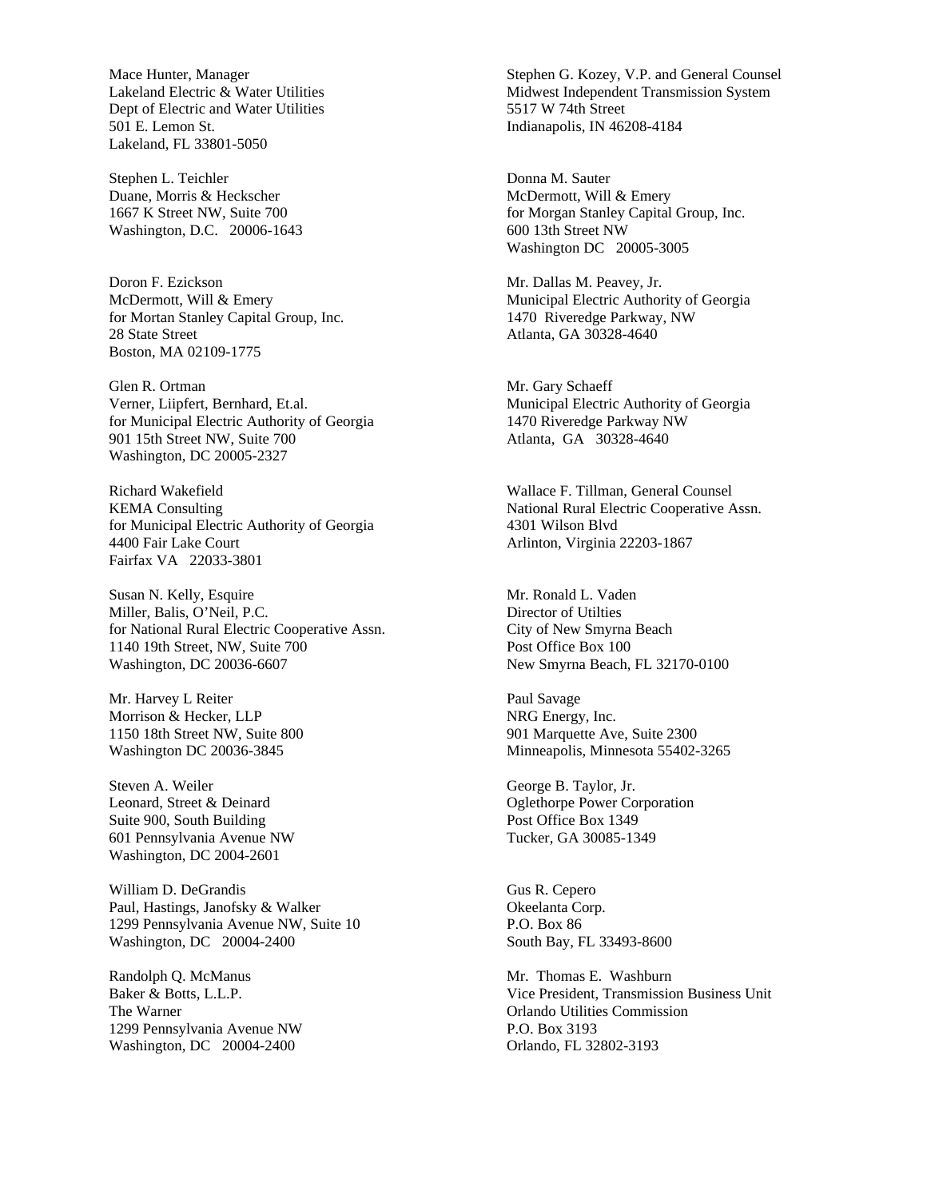Mace Hunter, Manager
Lakeland Electric & Water Utilities
Dept of Electric and Water Utilities
501 E. Lemon St.
Lakeland, FL 33801-5050

Stephen L. Teichler
Duane, Morris & Heckscher
1667 K Street NW, Suite 700
Washington, D.C. 20006-1643

Doron F. Ezickson
McDermott, Will & Emery
for Mortan Stanley Capital Group, Inc.
28 State Street
Boston, MA 02109-1775

Glen R. Ortman
Verner, Liipfert, Bernhard, Et.al.
for Municipal Electric Authority of Georgia
901 15th Street NW, Suite 700
Washington, DC 20005-2327

Richard Wakefield
KEMA Consulting
for Municipal Electric Authority of Georgia
4400 Fair Lake Court
Fairfax VA 22033-3801

Susan N. Kelly, Esquire
Miller, Balis, O'Neil, P.C.
for National Rural Electric Cooperative Assn.
1140 19th Street, NW, Suite 700
Washington, DC 20036-6607

Mr. Harvey L Reiter
Morrison & Hecker, LLP
1150 18th Street NW, Suite 800
Washington DC 20036-3845

Steven A. Weiler
Leonard, Street & Deinard
Suite 900, South Building
601 Pennsylvania Avenue NW
Washington, DC 2004-2601

William D. DeGrandis
Paul, Hastings, Janofsky & Walker
1299 Pennsylvania Avenue NW, Suite 10
Washington, DC 20004-2400

Randolph Q. McManus
Baker & Botts, L.L.P.
The Warner
1299 Pennsylvania Avenue NW
Washington, DC 20004-2400

Stephen G. Kozey, V.P. and General Counsel
Midwest Independent Transmission System
5517 W 74th Street
Indianapolis, IN 46208-4184

Donna M. Sauter
McDermott, Will & Emery
for Morgan Stanley Capital Group, Inc.
600 13th Street NW
Washington DC 20005-3005

Mr. Dallas M. Peavey, Jr.
Municipal Electric Authority of Georgia
1470 Riveredge Parkway, NW
Atlanta, GA 30328-4640

Mr. Gary Schaeff
Municipal Electric Authority of Georgia
1470 Riveredge Parkway NW
Atlanta, GA 30328-4640

Wallace F. Tillman, General Counsel
National Rural Electric Cooperative Assn.
4301 Wilson Blvd
Arlinton, Virginia 22203-1867

Mr. Ronald L. Vaden
Director of Utilties
City of New Smyrna Beach
Post Office Box 100
New Smyrna Beach, FL 32170-0100

Paul Savage
NRG Energy, Inc.
901 Marquette Ave, Suite 2300
Minneapolis, Minnesota 55402-3265

George B. Taylor, Jr.
Oglethorpe Power Corporation
Post Office Box 1349
Tucker, GA 30085-1349

Gus R. Cepero
Okeelanta Corp.
P.O. Box 86
South Bay, FL 33493-8600

Mr. Thomas E. Washburn
Vice President, Transmission Business Unit
Orlando Utilities Commission
P.O. Box 3193
Orlando, FL 32802-3193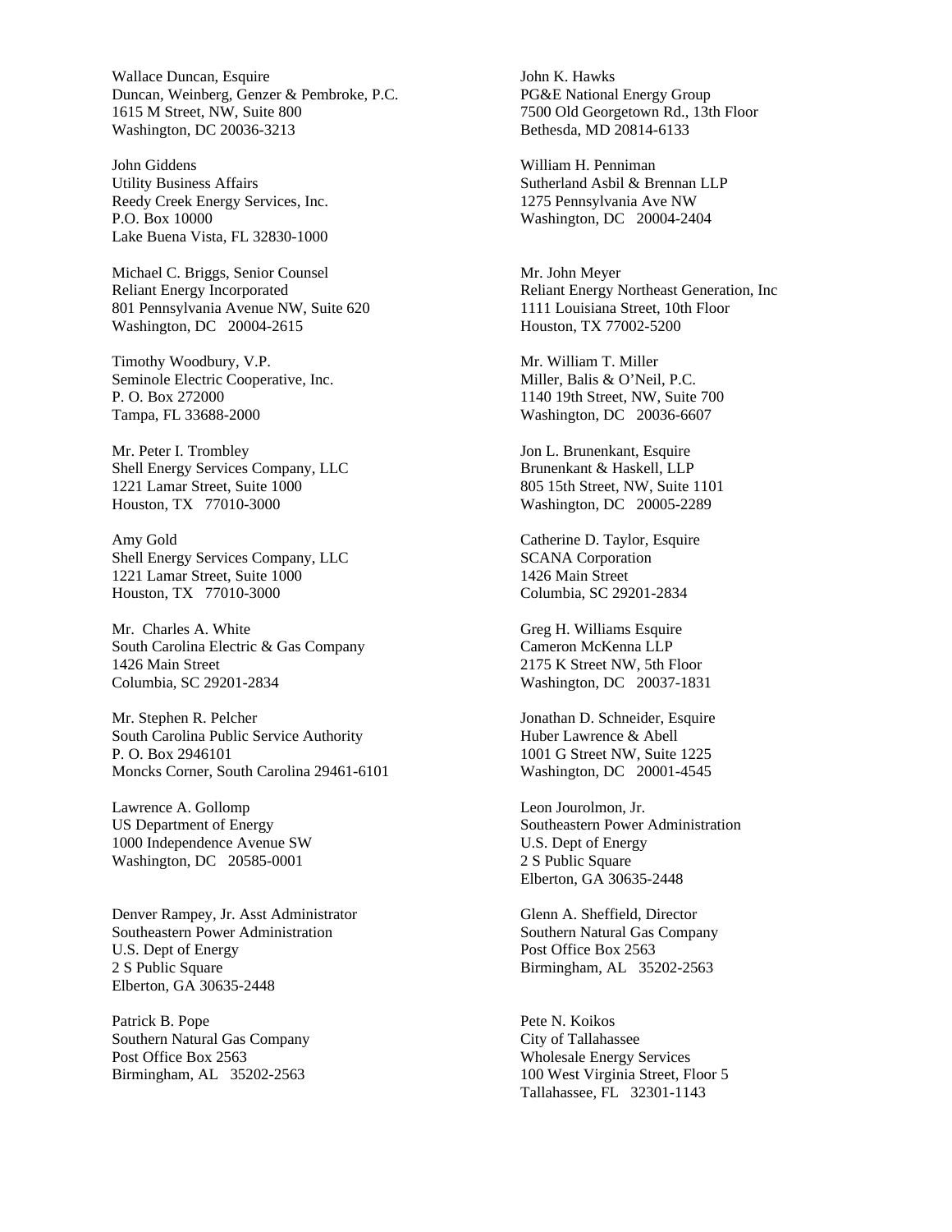Wallace Duncan, Esquire
Duncan, Weinberg, Genzer & Pembroke, P.C.
1615 M Street, NW, Suite 800
Washington, DC 20036-3213

John Giddens
Utility Business Affairs
Reedy Creek Energy Services, Inc.
P.O. Box 10000
Lake Buena Vista, FL 32830-1000

Michael C. Briggs, Senior Counsel
Reliant Energy Incorporated
801 Pennsylvania Avenue NW, Suite 620
Washington, DC 20004-2615

Timothy Woodbury, V.P.
Seminole Electric Cooperative, Inc.
P. O. Box 272000
Tampa, FL 33688-2000

Mr. Peter I. Trombley
Shell Energy Services Company, LLC
1221 Lamar Street, Suite 1000
Houston, TX 77010-3000

Amy Gold
Shell Energy Services Company, LLC
1221 Lamar Street, Suite 1000
Houston, TX 77010-3000

Mr. Charles A. White
South Carolina Electric & Gas Company
1426 Main Street
Columbia, SC 29201-2834

Mr. Stephen R. Pelcher
South Carolina Public Service Authority
P. O. Box 2946101
Moncks Corner, South Carolina 29461-6101

Lawrence A. Gollomp
US Department of Energy
1000 Independence Avenue SW
Washington, DC 20585-0001

Denver Rampey, Jr. Asst Administrator
Southeastern Power Administration
U.S. Dept of Energy
2 S Public Square
Elberton, GA 30635-2448

Patrick B. Pope
Southern Natural Gas Company
Post Office Box 2563
Birmingham, AL 35202-2563

John K. Hawks
PG&E National Energy Group
7500 Old Georgetown Rd., 13th Floor
Bethesda, MD 20814-6133

William H. Penniman
Sutherland Asbil & Brennan LLP
1275 Pennsylvania Ave NW
Washington, DC 20004-2404

Mr. John Meyer
Reliant Energy Northeast Generation, Inc
1111 Louisiana Street, 10th Floor
Houston, TX 77002-5200

Mr. William T. Miller
Miller, Balis & O'Neil, P.C.
1140 19th Street, NW, Suite 700
Washington, DC 20036-6607

Jon L. Brunenkant, Esquire
Brunenkant & Haskell, LLP
805 15th Street, NW, Suite 1101
Washington, DC 20005-2289

Catherine D. Taylor, Esquire
SCANA Corporation
1426 Main Street
Columbia, SC 29201-2834

Greg H. Williams Esquire
Cameron McKenna LLP
2175 K Street NW, 5th Floor
Washington, DC 20037-1831

Jonathan D. Schneider, Esquire
Huber Lawrence & Abell
1001 G Street NW, Suite 1225
Washington, DC 20001-4545

Leon Jourolmon, Jr.
Southeastern Power Administration
U.S. Dept of Energy
2 S Public Square
Elberton, GA 30635-2448

Glenn A. Sheffield, Director
Southern Natural Gas Company
Post Office Box 2563
Birmingham, AL 35202-2563

Pete N. Koikos
City of Tallahassee
Wholesale Energy Services
100 West Virginia Street, Floor 5
Tallahassee, FL 32301-1143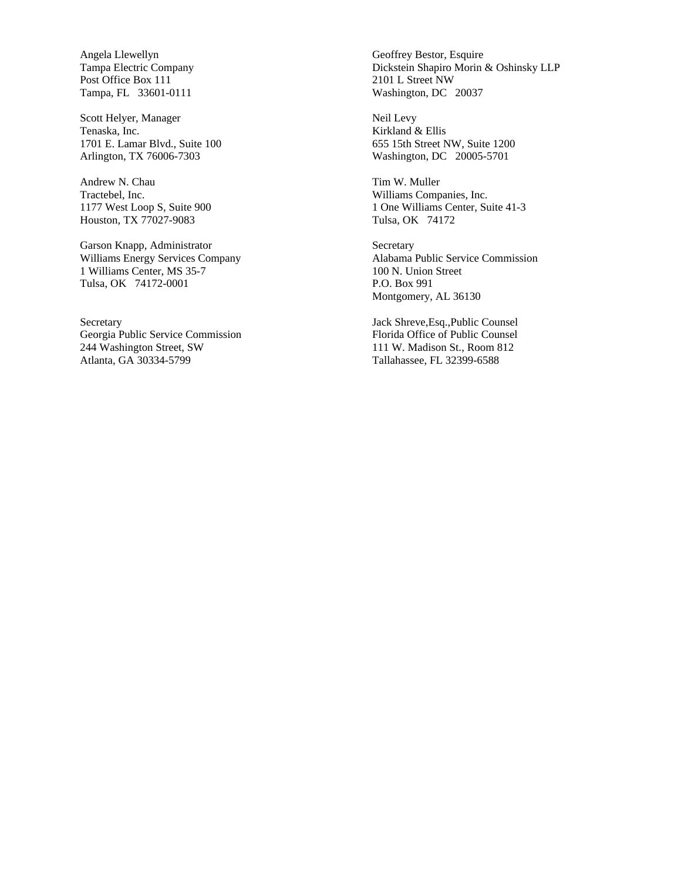Angela Llewellyn
Tampa Electric Company
Post Office Box 111
Tampa, FL 33601-0111

Scott Helyer, Manager
Tenaska, Inc.
1701 E. Lamar Blvd., Suite 100
Arlington, TX 76006-7303

Andrew N. Chau
Tractebel, Inc.
1177 West Loop S, Suite 900
Houston, TX 77027-9083

Garson Knapp, Administrator
Williams Energy Services Company
1 Williams Center, MS 35-7
Tulsa, OK 74172-0001

Secretary
Georgia Public Service Commission
244 Washington Street, SW
Atlanta, GA 30334-5799

Geoffrey Bestor, Esquire
Dickstein Shapiro Morin & Oshinsky LLP
2101 L Street NW
Washington, DC 20037

Neil Levy
Kirkland & Ellis
655 15th Street NW, Suite 1200
Washington, DC 20005-5701

Tim W. Muller
Williams Companies, Inc.
1 One Williams Center, Suite 41-3
Tulsa, OK 74172

Secretary
Alabama Public Service Commission
100 N. Union Street
P.O. Box 991
Montgomery, AL 36130

Jack Shreve,Esq.,Public Counsel
Florida Office of Public Counsel
111 W. Madison St., Room 812
Tallahassee, FL 32399-6588